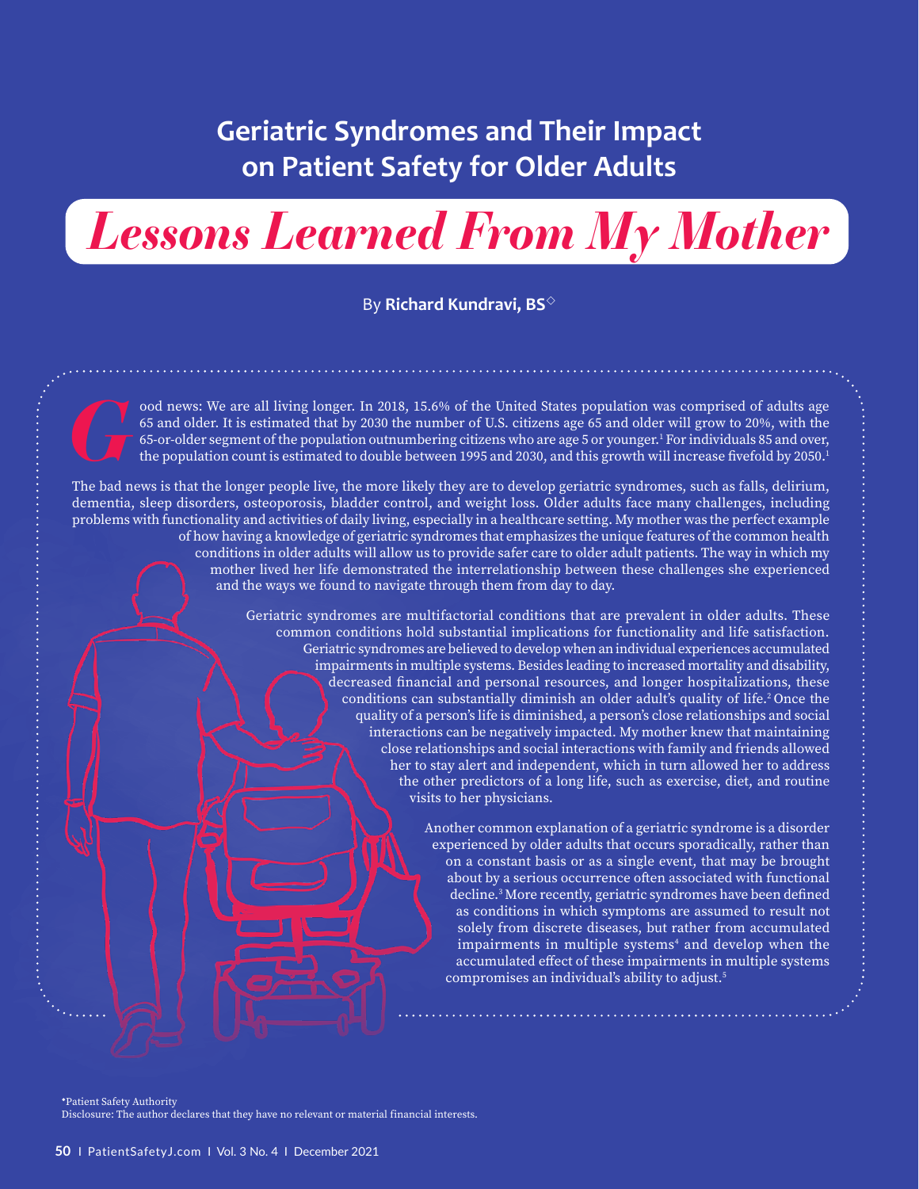# Geriatric Syndromes and Their Impact on Patient Safety for Older Adults

## *Lessons Learned From My Mother*

By **Richard Kundravi, BS**◊

Good news: We are all living longer. In 2018, 15.6% of the United States population was comprised of adults age 65 and older. It is estimated that by 2030 the number of U.S. citizens age 65 and older will grow to 20%, with the 65-or-older segment of the population outnumbering citizens who are age 5 or younger.[1] For individuals 85 and over, the population count is estimated to double between 1995 and 2030, and this growth will increase fivefold by 2050.[1]

The bad news is that the longer people live, the more likely they are to develop geriatric syndromes, such as falls, delirium, dementia, sleep disorders, osteoporosis, bladder control, and weight loss. Older adults face many challenges, including problems with functionality and activities of daily living, especially in a healthcare setting. My mother was the perfect example of how having a knowledge of geriatric syndromes that emphasizes the unique features of the common health conditions in older adults will allow us to provide safer care to older adult patients. The way in which my mother lived her life demonstrated the interrelationship between these challenges she experienced and the ways we found to navigate through them from day to day.

Geriatric syndromes are multifactorial conditions that are prevalent in older adults. These common conditions hold substantial implications for functionality and life satisfaction. Geriatric syndromes are believed to develop when an individual experiences accumulated impairments in multiple systems. Besides leading to increased mortality and disability, decreased financial and personal resources, and longer hospitalizations, these conditions can substantially diminish an older adult's quality of life.[2] Once the quality of a person's life is diminished, a person's close relationships and social interactions can be negatively impacted. My mother knew that maintaining close relationships and social interactions with family and friends allowed her to stay alert and independent, which in turn allowed her to address the other predictors of a long life, such as exercise, diet, and routine visits to her physicians.

Another common explanation of a geriatric syndrome is a disorder experienced by older adults that occurs sporadically, rather than on a constant basis or as a single event, that may be brought about by a serious occurrence often associated with functional decline.[3] More recently, geriatric syndromes have been defined as conditions in which symptoms are assumed to result not solely from discrete diseases, but rather from accumulated impairments in multiple systems[4] and develop when the accumulated effect of these impairments in multiple systems compromises an individual's ability to adjust.[5]

◊Patient Safety Authority
Disclosure: The author declares that they have no relevant or material financial interests.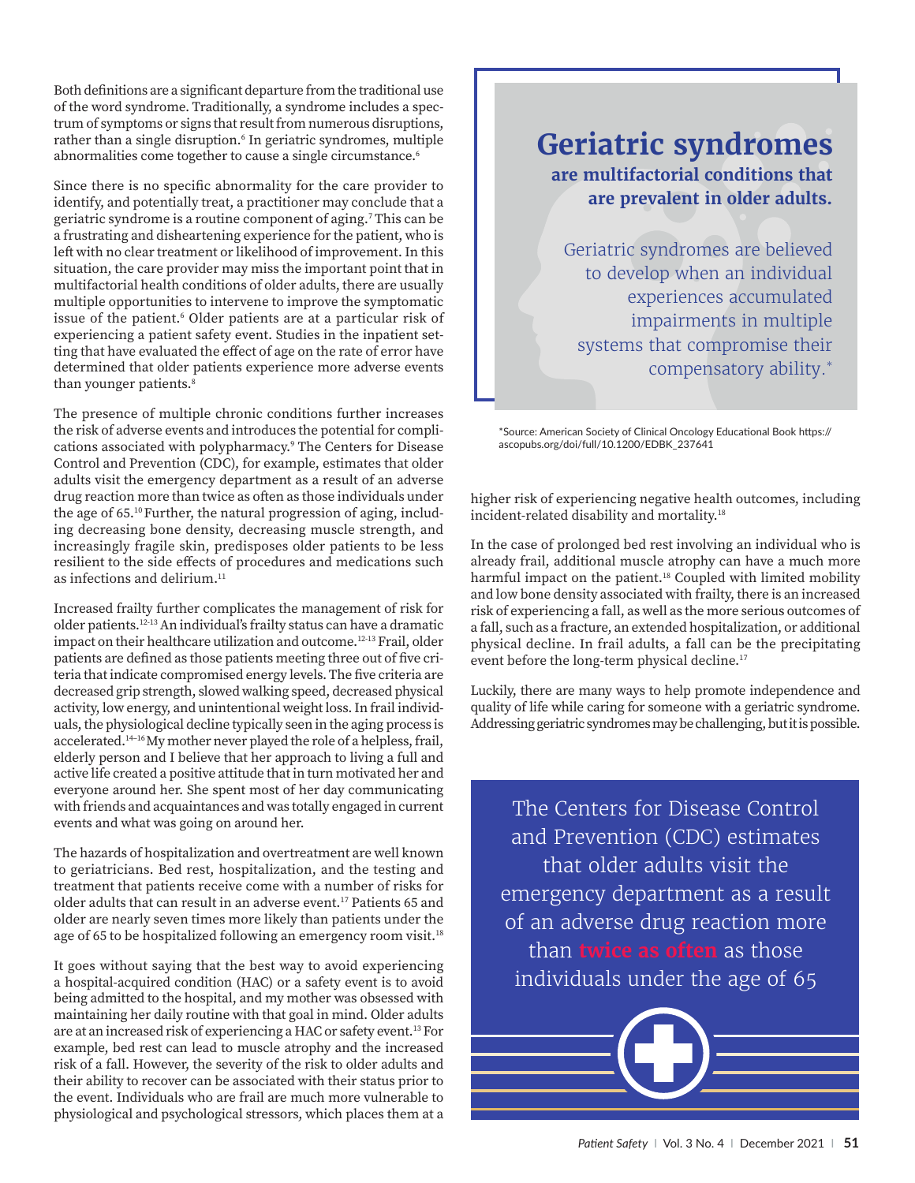Both definitions are a significant departure from the traditional use of the word syndrome. Traditionally, a syndrome includes a spectrum of symptoms or signs that result from numerous disruptions, rather than a single disruption.[6] In geriatric syndromes, multiple abnormalities come together to cause a single circumstance.[6]

Since there is no specific abnormality for the care provider to identify, and potentially treat, a practitioner may conclude that a geriatric syndrome is a routine component of aging.[7] This can be a frustrating and disheartening experience for the patient, who is left with no clear treatment or likelihood of improvement. In this situation, the care provider may miss the important point that in multifactorial health conditions of older adults, there are usually multiple opportunities to intervene to improve the symptomatic issue of the patient.[6] Older patients are at a particular risk of experiencing a patient safety event. Studies in the inpatient setting that have evaluated the effect of age on the rate of error have determined that older patients experience more adverse events than younger patients.[8]

The presence of multiple chronic conditions further increases the risk of adverse events and introduces the potential for complications associated with polypharmacy.[9] The Centers for Disease Control and Prevention (CDC), for example, estimates that older adults visit the emergency department as a result of an adverse drug reaction more than twice as often as those individuals under the age of 65.[10] Further, the natural progression of aging, including decreasing bone density, decreasing muscle strength, and increasingly fragile skin, predisposes older patients to be less resilient to the side effects of procedures and medications such as infections and delirium.[11]

Increased frailty further complicates the management of risk for older patients.[12-13] An individual's frailty status can have a dramatic impact on their healthcare utilization and outcome.[12-13] Frail, older patients are defined as those patients meeting three out of five criteria that indicate compromised energy levels. The five criteria are decreased grip strength, slowed walking speed, decreased physical activity, low energy, and unintentional weight loss. In frail individuals, the physiological decline typically seen in the aging process is accelerated.[14–16] My mother never played the role of a helpless, frail, elderly person and I believe that her approach to living a full and active life created a positive attitude that in turn motivated her and everyone around her. She spent most of her day communicating with friends and acquaintances and was totally engaged in current events and what was going on around her.

The hazards of hospitalization and overtreatment are well known to geriatricians. Bed rest, hospitalization, and the testing and treatment that patients receive come with a number of risks for older adults that can result in an adverse event.[17] Patients 65 and older are nearly seven times more likely than patients under the age of 65 to be hospitalized following an emergency room visit.[18]

It goes without saying that the best way to avoid experiencing a hospital-acquired condition (HAC) or a safety event is to avoid being admitted to the hospital, and my mother was obsessed with maintaining her daily routine with that goal in mind. Older adults are at an increased risk of experiencing a HAC or safety event.[13] For example, bed rest can lead to muscle atrophy and the increased risk of a fall. However, the severity of the risk to older adults and their ability to recover can be associated with their status prior to the event. Individuals who are frail are much more vulnerable to physiological and psychological stressors, which places them at a higher risk of experiencing negative health outcomes, including incident-related disability and mortality.[18]

In the case of prolonged bed rest involving an individual who is already frail, additional muscle atrophy can have a much more harmful impact on the patient.[18] Coupled with limited mobility and low bone density associated with frailty, there is an increased risk of experiencing a fall, as well as the more serious outcomes of a fall, such as a fracture, an extended hospitalization, or additional physical decline. In frail adults, a fall can be the precipitating event before the long-term physical decline.[17]

Luckily, there are many ways to help promote independence and quality of life while caring for someone with a geriatric syndrome. Addressing geriatric syndromes may be challenging, but it is possible.

## Geriatric syndromes

**are multifactorial conditions that are prevalent in older adults.**

Geriatric syndromes are believed to develop when an individual experiences accumulated impairments in multiple systems that compromise their compensatory ability.*

*Source: American Society of Clinical Oncology Educational Book https://ascopubs.org/doi/full/10.1200/EDBK_237641

The Centers for Disease Control and Prevention (CDC) estimates that older adults visit the emergency department as a result of an adverse drug reaction more than **twice as often** as those individuals under the age of 65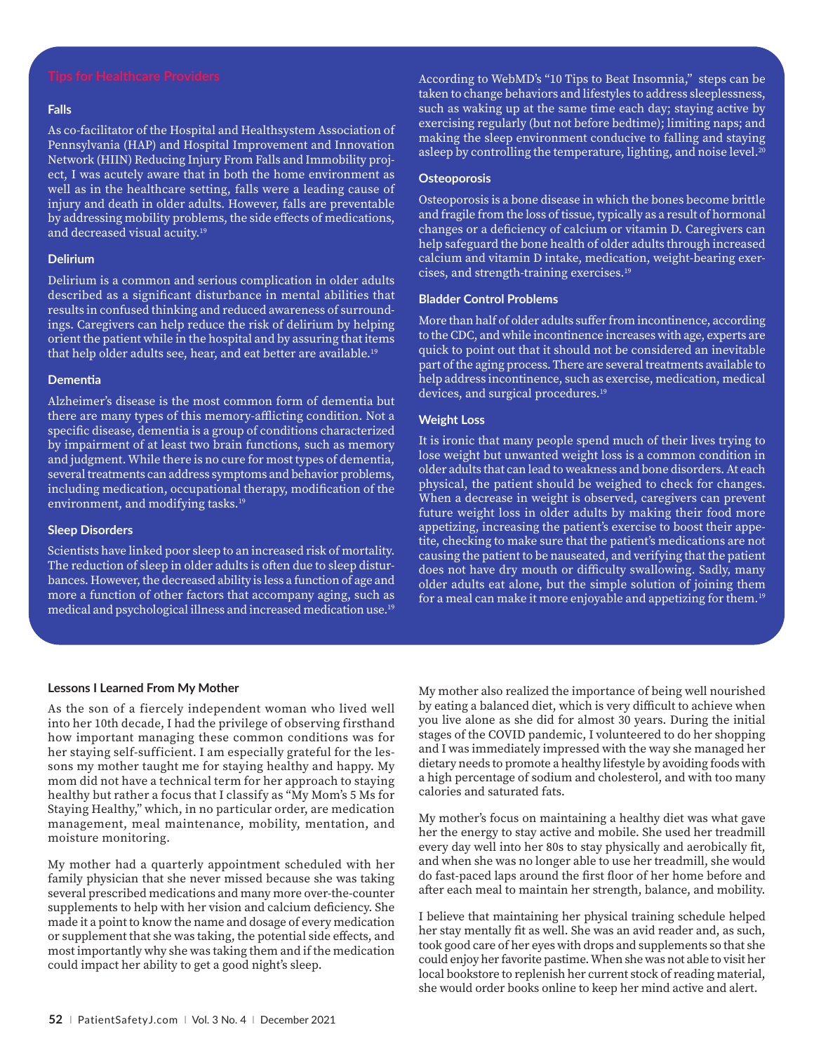## Tips for Healthcare Providers

### Falls

As co-facilitator of the Hospital and Healthsystem Association of Pennsylvania (HAP) and Hospital Improvement and Innovation Network (HIIN) Reducing Injury From Falls and Immobility project, I was acutely aware that in both the home environment as well as in the healthcare setting, falls were a leading cause of injury and death in older adults. However, falls are preventable by addressing mobility problems, the side effects of medications, and decreased visual acuity.[19]

### Delirium

Delirium is a common and serious complication in older adults described as a significant disturbance in mental abilities that results in confused thinking and reduced awareness of surroundings. Caregivers can help reduce the risk of delirium by helping orient the patient while in the hospital and by assuring that items that help older adults see, hear, and eat better are available.[19]

### Dementia

Alzheimer's disease is the most common form of dementia but there are many types of this memory-afflicting condition. Not a specific disease, dementia is a group of conditions characterized by impairment of at least two brain functions, such as memory and judgment. While there is no cure for most types of dementia, several treatments can address symptoms and behavior problems, including medication, occupational therapy, modification of the environment, and modifying tasks.[19]

### Sleep Disorders

Scientists have linked poor sleep to an increased risk of mortality. The reduction of sleep in older adults is often due to sleep disturbances. However, the decreased ability is less a function of age and more a function of other factors that accompany aging, such as medical and psychological illness and increased medication use.[19]

According to WebMD's "10 Tips to Beat Insomnia," steps can be taken to change behaviors and lifestyles to address sleeplessness, such as waking up at the same time each day; staying active by exercising regularly (but not before bedtime); limiting naps; and making the sleep environment conducive to falling and staying asleep by controlling the temperature, lighting, and noise level.[20]

### Osteoporosis

Osteoporosis is a bone disease in which the bones become brittle and fragile from the loss of tissue, typically as a result of hormonal changes or a deficiency of calcium or vitamin D. Caregivers can help safeguard the bone health of older adults through increased calcium and vitamin D intake, medication, weight-bearing exercises, and strength-training exercises.[19]

### Bladder Control Problems

More than half of older adults suffer from incontinence, according to the CDC, and while incontinence increases with age, experts are quick to point out that it should not be considered an inevitable part of the aging process. There are several treatments available to help address incontinence, such as exercise, medication, medical devices, and surgical procedures.[19]

### Weight Loss

It is ironic that many people spend much of their lives trying to lose weight but unwanted weight loss is a common condition in older adults that can lead to weakness and bone disorders. At each physical, the patient should be weighed to check for changes. When a decrease in weight is observed, caregivers can prevent future weight loss in older adults by making their food more appetizing, increasing the patient's exercise to boost their appetite, checking to make sure that the patient's medications are not causing the patient to be nauseated, and verifying that the patient does not have dry mouth or difficulty swallowing. Sadly, many older adults eat alone, but the simple solution of joining them for a meal can make it more enjoyable and appetizing for them.[19]

### Lessons I Learned From My Mother

As the son of a fiercely independent woman who lived well into her 10th decade, I had the privilege of observing firsthand how important managing these common conditions was for her staying self-sufficient. I am especially grateful for the lessons my mother taught me for staying healthy and happy. My mom did not have a technical term for her approach to staying healthy but rather a focus that I classify as "My Mom's 5 Ms for Staying Healthy," which, in no particular order, are medication management, meal maintenance, mobility, mentation, and moisture monitoring.

My mother had a quarterly appointment scheduled with her family physician that she never missed because she was taking several prescribed medications and many more over-the-counter supplements to help with her vision and calcium deficiency. She made it a point to know the name and dosage of every medication or supplement that she was taking, the potential side effects, and most importantly why she was taking them and if the medication could impact her ability to get a good night's sleep.

My mother also realized the importance of being well nourished by eating a balanced diet, which is very difficult to achieve when you live alone as she did for almost 30 years. During the initial stages of the COVID pandemic, I volunteered to do her shopping and I was immediately impressed with the way she managed her dietary needs to promote a healthy lifestyle by avoiding foods with a high percentage of sodium and cholesterol, and with too many calories and saturated fats.

My mother's focus on maintaining a healthy diet was what gave her the energy to stay active and mobile. She used her treadmill every day well into her 80s to stay physically and aerobically fit, and when she was no longer able to use her treadmill, she would do fast-paced laps around the first floor of her home before and after each meal to maintain her strength, balance, and mobility.

I believe that maintaining her physical training schedule helped her stay mentally fit as well. She was an avid reader and, as such, took good care of her eyes with drops and supplements so that she could enjoy her favorite pastime. When she was not able to visit her local bookstore to replenish her current stock of reading material, she would order books online to keep her mind active and alert.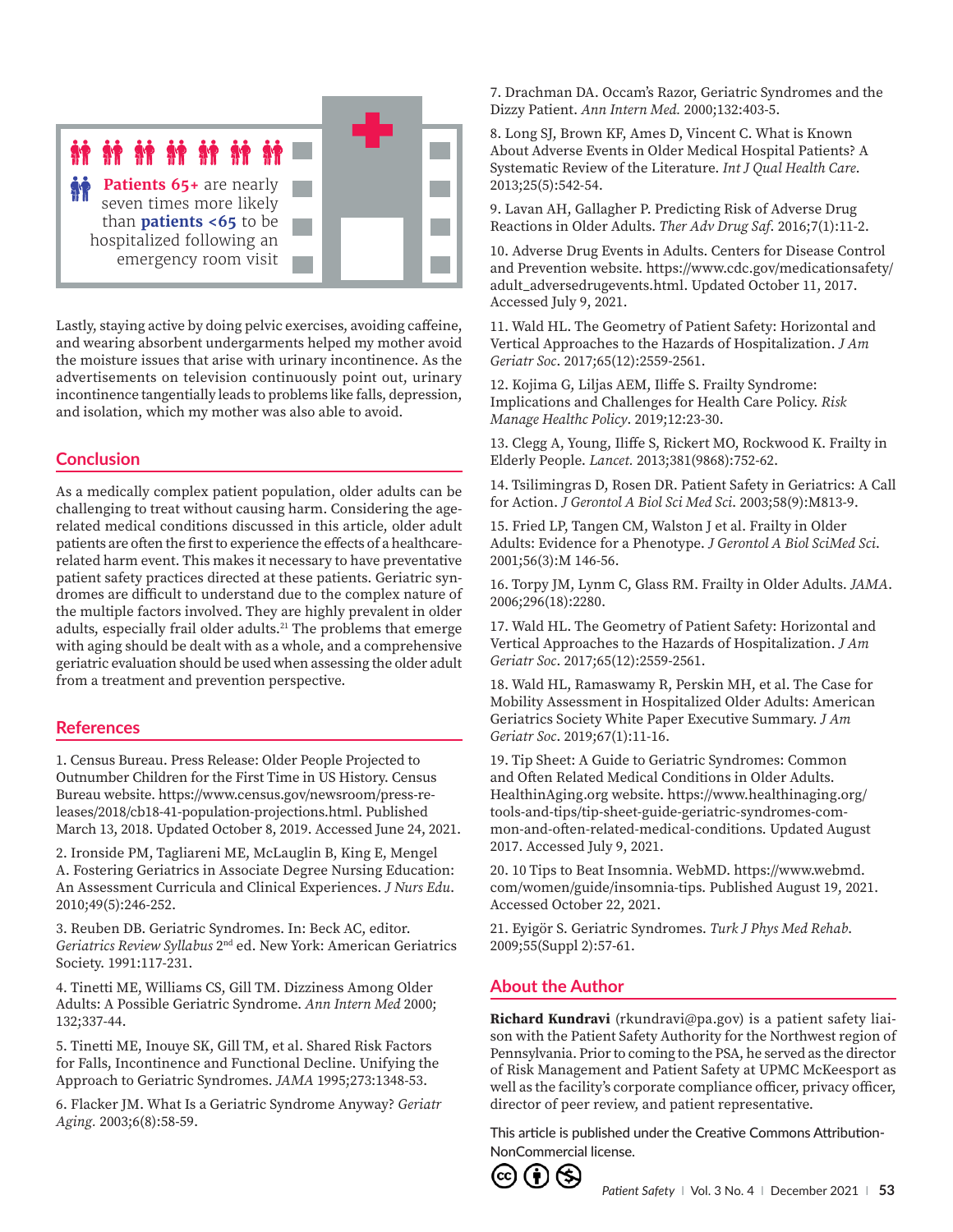**Patients 65+** are nearly seven times more likely than **patients <65** to be hospitalized following an emergency room visit

Lastly, staying active by doing pelvic exercises, avoiding caffeine, and wearing absorbent undergarments helped my mother avoid the moisture issues that arise with urinary incontinence. As the advertisements on television continuously point out, urinary incontinence tangentially leads to problems like falls, depression, and isolation, which my mother was also able to avoid.

## Conclusion

As a medically complex patient population, older adults can be challenging to treat without causing harm. Considering the age-related medical conditions discussed in this article, older adult patients are often the first to experience the effects of a healthcare-related harm event. This makes it necessary to have preventative patient safety practices directed at these patients. Geriatric syndromes are difficult to understand due to the complex nature of the multiple factors involved. They are highly prevalent in older adults, especially frail older adults.[21] The problems that emerge with aging should be dealt with as a whole, and a comprehensive geriatric evaluation should be used when assessing the older adult from a treatment and prevention perspective.

## References

1. Census Bureau. Press Release: Older People Projected to Outnumber Children for the First Time in US History. Census Bureau website. https://www.census.gov/newsroom/press-releases/2018/cb18-41-population-projections.html. Published March 13, 2018. Updated October 8, 2019. Accessed June 24, 2021.

2. Ironside PM, Tagliareni ME, McLauglin B, King E, Mengel A. Fostering Geriatrics in Associate Degree Nursing Education: An Assessment Curricula and Clinical Experiences. *J Nurs Edu*. 2010;49(5):246-252.

3. Reuben DB. Geriatric Syndromes. In: Beck AC, editor. *Geriatrics Review Syllabus* 2nd ed. New York: American Geriatrics Society. 1991:117-231.

4. Tinetti ME, Williams CS, Gill TM. Dizziness Among Older Adults: A Possible Geriatric Syndrome. *Ann Intern Med* 2000; 132;337-44.

5. Tinetti ME, Inouye SK, Gill TM, et al. Shared Risk Factors for Falls, Incontinence and Functional Decline. Unifying the Approach to Geriatric Syndromes. *JAMA* 1995;273:1348-53.

6. Flacker JM. What Is a Geriatric Syndrome Anyway? *Geriatr Aging.* 2003;6(8):58-59.

7. Drachman DA. Occam's Razor, Geriatric Syndromes and the Dizzy Patient. *Ann Intern Med.* 2000;132:403-5.

8. Long SJ, Brown KF, Ames D, Vincent C. What is Known About Adverse Events in Older Medical Hospital Patients? A Systematic Review of the Literature. *Int J Qual Health Care*. 2013;25(5):542-54.

9. Lavan AH, Gallagher P. Predicting Risk of Adverse Drug Reactions in Older Adults. *Ther Adv Drug Saf.* 2016;7(1):11-2.

10. Adverse Drug Events in Adults. Centers for Disease Control and Prevention website. https://www.cdc.gov/medicationsafety/adult_adversedrugevents.html. Updated October 11, 2017. Accessed July 9, 2021.

11. Wald HL. The Geometry of Patient Safety: Horizontal and Vertical Approaches to the Hazards of Hospitalization. *J Am Geriatr Soc*. 2017;65(12):2559-2561.

12. Kojima G, Liljas AEM, Iliffe S. Frailty Syndrome: Implications and Challenges for Health Care Policy. *Risk Manage Healthc Policy*. 2019;12:23-30.

13. Clegg A, Young, Iliffe S, Rickert MO, Rockwood K. Frailty in Elderly People. *Lancet.* 2013;381(9868):752-62.

14. Tsilimingras D, Rosen DR. Patient Safety in Geriatrics: A Call for Action. *J Gerontol A Biol Sci Med Sci.* 2003;58(9):M813-9.

15. Fried LP, Tangen CM, Walston J et al. Frailty in Older Adults: Evidence for a Phenotype. *J Gerontol A Biol SciMed Sci.* 2001;56(3):M 146-56.

16. Torpy JM, Lynm C, Glass RM. Frailty in Older Adults. *JAMA*. 2006;296(18):2280.

17. Wald HL. The Geometry of Patient Safety: Horizontal and Vertical Approaches to the Hazards of Hospitalization. *J Am Geriatr Soc*. 2017;65(12):2559-2561.

18. Wald HL, Ramaswamy R, Perskin MH, et al. The Case for Mobility Assessment in Hospitalized Older Adults: American Geriatrics Society White Paper Executive Summary. *J Am Geriatr Soc*. 2019;67(1):11-16.

19. Tip Sheet: A Guide to Geriatric Syndromes: Common and Often Related Medical Conditions in Older Adults. HealthinAging.org website. https://www.healthinaging.org/tools-and-tips/tip-sheet-guide-geriatric-syndromes-common-and-often-related-medical-conditions. Updated August 2017. Accessed July 9, 2021.

20. 10 Tips to Beat Insomnia. WebMD. https://www.webmd.com/women/guide/insomnia-tips. Published August 19, 2021. Accessed October 22, 2021.

21. Eyigör S. Geriatric Syndromes. *Turk J Phys Med Rehab.* 2009;55(Suppl 2):57-61.

## About the Author

**Richard Kundravi** (rkundravi@pa.gov) is a patient safety liaison with the Patient Safety Authority for the Northwest region of Pennsylvania. Prior to coming to the PSA, he served as the director of Risk Management and Patient Safety at UPMC McKeesport as well as the facility's corporate compliance officer, privacy officer, director of peer review, and patient representative.

This article is published under the Creative Commons Attribution-NonCommercial license.